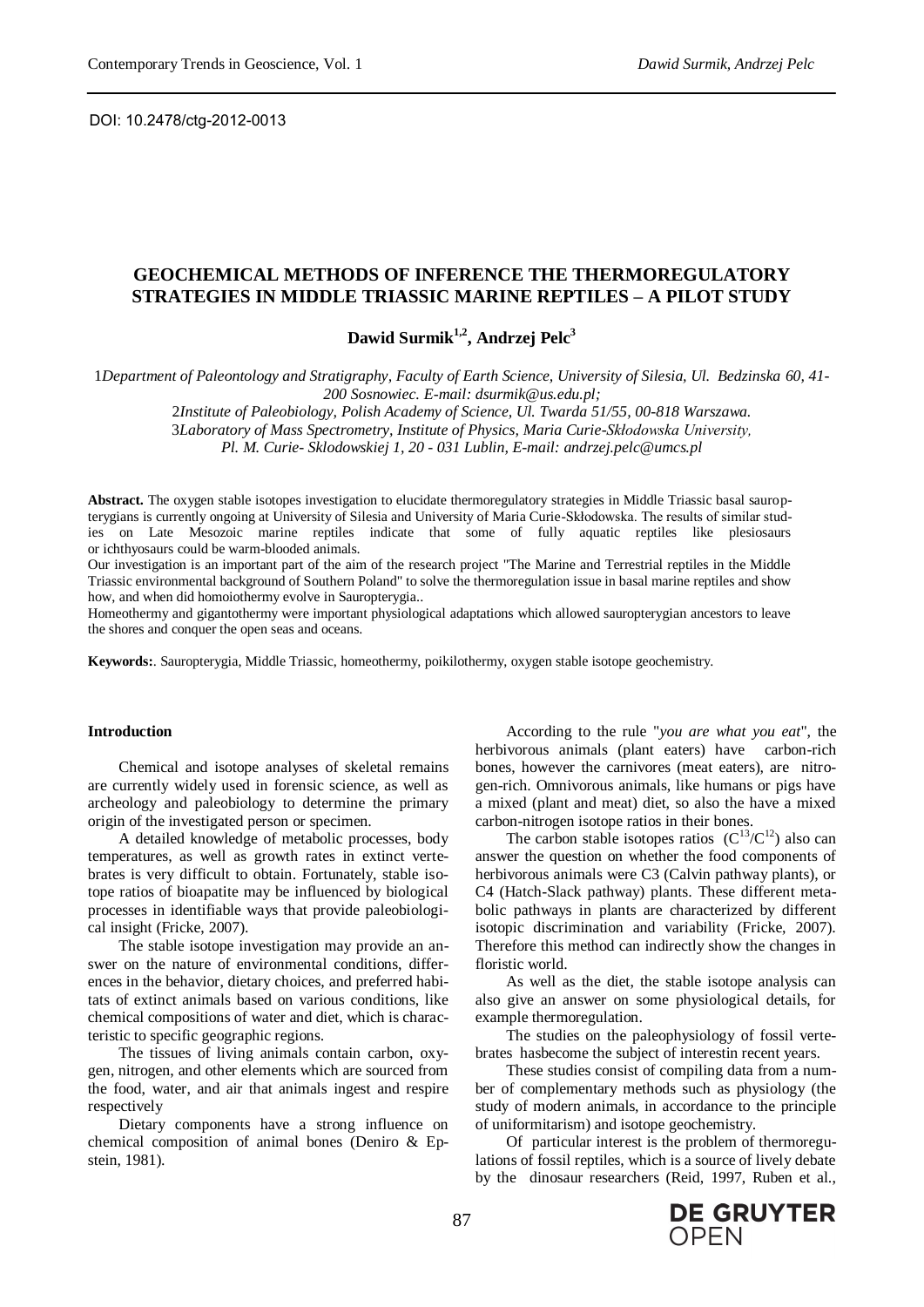DOI: 10.2478/ctg-2012-0013

# GEOCHEMICAL METHODS OF INFERENCE THE THERMOREGULATORY STRATEGIES IN MIDDLE TRIASSIC MARINE REPTILES – A PILOT STUDY

**Dawid Surmik[1,2], Andrzej Pelc[3]**

1*Department of Paleontology and Stratigraphy, Faculty of Earth Science, University of Silesia, Ul. Bedzinska 60, 41-200 Sosnowiec. E-mail: dsurmik@us.edu.pl;*
2*Institute of Paleobiology, Polish Academy of Science, Ul. Twarda 51/55, 00-818 Warszawa.*
3*Laboratory of Mass Spectrometry, Institute of Physics, Maria Curie-Skłodowska University, Pl. M. Curie- Sklodowskiej 1, 20 - 031 Lublin, E-mail: andrzej.pelc@umcs.pl*

**Abstract.** The oxygen stable isotopes investigation to elucidate thermoregulatory strategies in Middle Triassic basal sauropterygians is currently ongoing at University of Silesia and University of Maria Curie-Skłodowska. The results of similar studies on Late Mesozoic marine reptiles indicate that some of fully aquatic reptiles like plesiosaurs or ichthyosaurs could be warm-blooded animals.
Our investigation is an important part of the aim of the research project "The Marine and Terrestrial reptiles in the Middle Triassic environmental background of Southern Poland" to solve the thermoregulation issue in basal marine reptiles and show how, and when did homoiothermy evolve in Sauropterygia..
Homeothermy and gigantothermy were important physiological adaptations which allowed sauropterygian ancestors to leave the shores and conquer the open seas and oceans.

**Keywords:**. Sauropterygia, Middle Triassic, homeothermy, poikilothermy, oxygen stable isotope geochemistry.

## Introduction

Chemical and isotope analyses of skeletal remains are currently widely used in forensic science, as well as archeology and paleobiology to determine the primary origin of the investigated person or specimen.

A detailed knowledge of metabolic processes, body temperatures, as well as growth rates in extinct vertebrates is very difficult to obtain. Fortunately, stable isotope ratios of bioapatite may be influenced by biological processes in identifiable ways that provide paleobiological insight (Fricke, 2007).

The stable isotope investigation may provide an answer on the nature of environmental conditions, differences in the behavior, dietary choices, and preferred habitats of extinct animals based on various conditions, like chemical compositions of water and diet, which is characteristic to specific geographic regions.

The tissues of living animals contain carbon, oxygen, nitrogen, and other elements which are sourced from the food, water, and air that animals ingest and respire respectively

Dietary components have a strong influence on chemical composition of animal bones (Deniro & Epstein, 1981).

According to the rule "*you are what you eat*", the herbivorous animals (plant eaters) have carbon-rich bones, however the carnivores (meat eaters), are nitrogen-rich. Omnivorous animals, like humans or pigs have a mixed (plant and meat) diet, so also the have a mixed carbon-nitrogen isotope ratios in their bones.

The carbon stable isotopes ratios ($C^{13}/C^{12}$) also can answer the question on whether the food components of herbivorous animals were C3 (Calvin pathway plants), or C4 (Hatch-Slack pathway) plants. These different metabolic pathways in plants are characterized by different isotopic discrimination and variability (Fricke, 2007). Therefore this method can indirectly show the changes in floristic world.

As well as the diet, the stable isotope analysis can also give an answer on some physiological details, for example thermoregulation.

The studies on the paleophysiology of fossil vertebrates hasbecome the subject of interestin recent years.

These studies consist of compiling data from a number of complementary methods such as physiology (the study of modern animals, in accordance to the principle of uniformitarism) and isotope geochemistry.

Of particular interest is the problem of thermoregulations of fossil reptiles, which is a source of lively debate by the dinosaur researchers (Reid, 1997, Ruben et al.,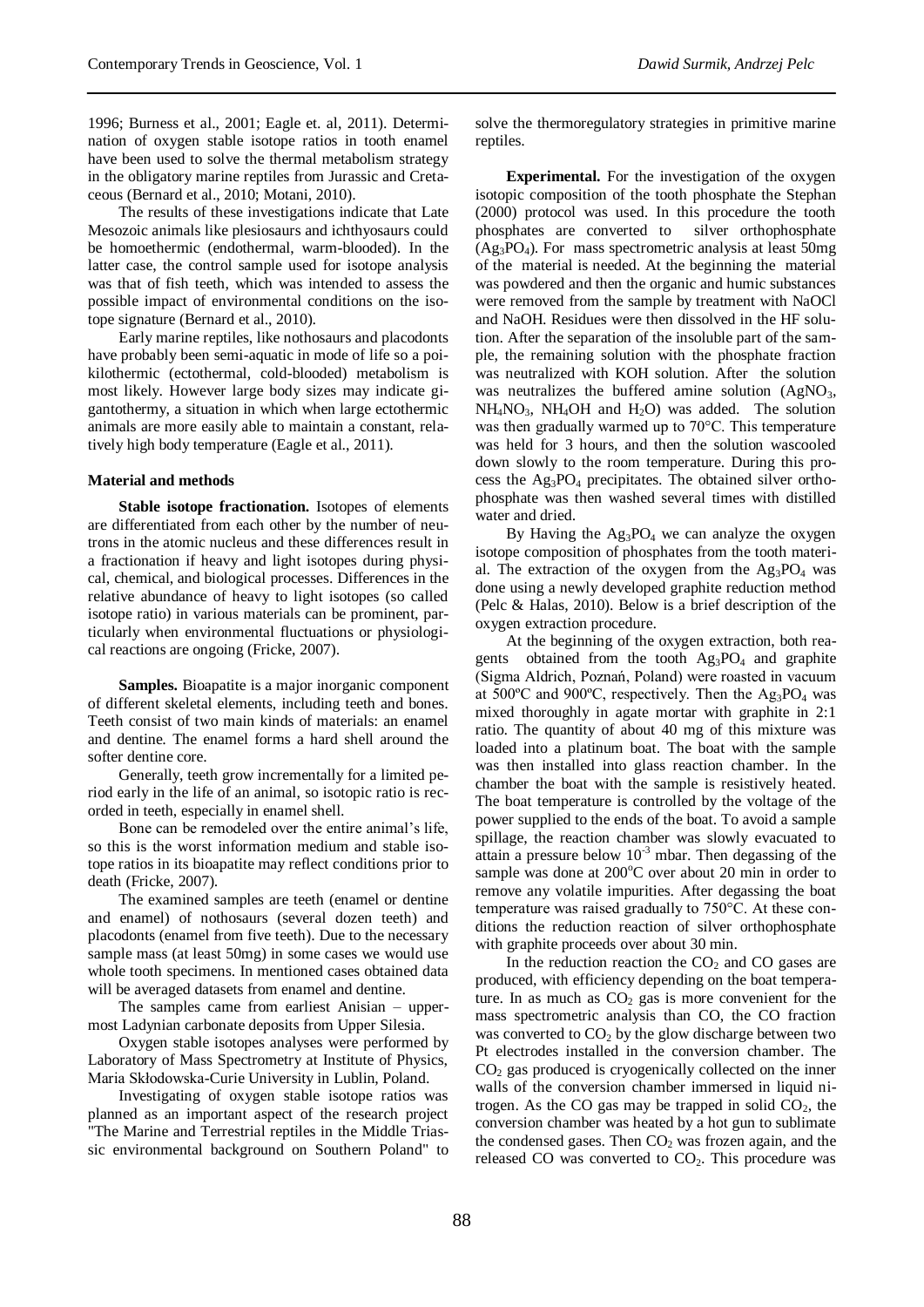1996; Burness et al., 2001; Eagle et. al, 2011). Determination of oxygen stable isotope ratios in tooth enamel have been used to solve the thermal metabolism strategy in the obligatory marine reptiles from Jurassic and Cretaceous (Bernard et al., 2010; Motani, 2010).

The results of these investigations indicate that Late Mesozoic animals like plesiosaurs and ichthyosaurs could be homoethermic (endothermal, warm-blooded). In the latter case, the control sample used for isotope analysis was that of fish teeth, which was intended to assess the possible impact of environmental conditions on the isotope signature (Bernard et al., 2010).

Early marine reptiles, like nothosaurs and placodonts have probably been semi-aquatic in mode of life so a poikilothermic (ectothermal, cold-blooded) metabolism is most likely. However large body sizes may indicate gigantothermy, a situation in which when large ectothermic animals are more easily able to maintain a constant, relatively high body temperature (Eagle et al., 2011).

## Material and methods

**Stable isotope fractionation.** Isotopes of elements are differentiated from each other by the number of neutrons in the atomic nucleus and these differences result in a fractionation if heavy and light isotopes during physical, chemical, and biological processes. Differences in the relative abundance of heavy to light isotopes (so called isotope ratio) in various materials can be prominent, particularly when environmental fluctuations or physiological reactions are ongoing (Fricke, 2007).

**Samples.** Bioapatite is a major inorganic component of different skeletal elements, including teeth and bones. Teeth consist of two main kinds of materials: an enamel and dentine. The enamel forms a hard shell around the softer dentine core.

Generally, teeth grow incrementally for a limited period early in the life of an animal, so isotopic ratio is recorded in teeth, especially in enamel shell.

Bone can be remodeled over the entire animal's life, so this is the worst information medium and stable isotope ratios in its bioapatite may reflect conditions prior to death (Fricke, 2007).

The examined samples are teeth (enamel or dentine and enamel) of nothosaurs (several dozen teeth) and placodonts (enamel from five teeth). Due to the necessary sample mass (at least 50mg) in some cases we would use whole tooth specimens. In mentioned cases obtained data will be averaged datasets from enamel and dentine.

The samples came from earliest Anisian – uppermost Ladynian carbonate deposits from Upper Silesia.

Oxygen stable isotopes analyses were performed by Laboratory of Mass Spectrometry at Institute of Physics, Maria Skłodowska-Curie University in Lublin, Poland.

Investigating of oxygen stable isotope ratios was planned as an important aspect of the research project "The Marine and Terrestrial reptiles in the Middle Triassic environmental background on Southern Poland" to solve the thermoregulatory strategies in primitive marine reptiles.

**Experimental.** For the investigation of the oxygen isotopic composition of the tooth phosphate the Stephan (2000) protocol was used. In this procedure the tooth phosphates are converted to silver orthophosphate ($Ag_3PO_4$). For mass spectrometric analysis at least 50mg of the material is needed. At the beginning the material was powdered and then the organic and humic substances were removed from the sample by treatment with NaOCl and NaOH. Residues were then dissolved in the HF solution. After the separation of the insoluble part of the sample, the remaining solution with the phosphate fraction was neutralized with KOH solution. After the solution was neutralizes the buffered amine solution ($AgNO_3$, $NH_4NO_3$, $NH_4OH$ and $H_2O$) was added. The solution was then gradually warmed up to 70°C. This temperature was held for 3 hours, and then the solution wascooled down slowly to the room temperature. During this process the $Ag_3PO_4$ precipitates. The obtained silver orthophosphate was then washed several times with distilled water and dried.

By Having the $Ag_3PO_4$ we can analyze the oxygen isotope composition of phosphates from the tooth material. The extraction of the oxygen from the $Ag_3PO_4$ was done using a newly developed graphite reduction method (Pelc & Halas, 2010). Below is a brief description of the oxygen extraction procedure.

At the beginning of the oxygen extraction, both reagents obtained from the tooth $Ag_3PO_4$ and graphite (Sigma Aldrich, Poznań, Poland) were roasted in vacuum at 500ºC and 900ºC, respectively. Then the $Ag_3PO_4$ was mixed thoroughly in agate mortar with graphite in 2:1 ratio. The quantity of about 40 mg of this mixture was loaded into a platinum boat. The boat with the sample was then installed into glass reaction chamber. In the chamber the boat with the sample is resistively heated. The boat temperature is controlled by the voltage of the power supplied to the ends of the boat. To avoid a sample spillage, the reaction chamber was slowly evacuated to attain a pressure below $10^{-3}$ mbar. Then degassing of the sample was done at 200°C over about 20 min in order to remove any volatile impurities. After degassing the boat temperature was raised gradually to 750°C. At these conditions the reduction reaction of silver orthophosphate with graphite proceeds over about 30 min.

In the reduction reaction the $CO_2$ and CO gases are produced, with efficiency depending on the boat temperature. In as much as $CO_2$ gas is more convenient for the mass spectrometric analysis than CO, the CO fraction was converted to $CO_2$ by the glow discharge between two Pt electrodes installed in the conversion chamber. The $CO_2$ gas produced is cryogenically collected on the inner walls of the conversion chamber immersed in liquid nitrogen. As the CO gas may be trapped in solid $CO_2$, the conversion chamber was heated by a hot gun to sublimate the condensed gases. Then $CO_2$ was frozen again, and the released CO was converted to $CO_2$. This procedure was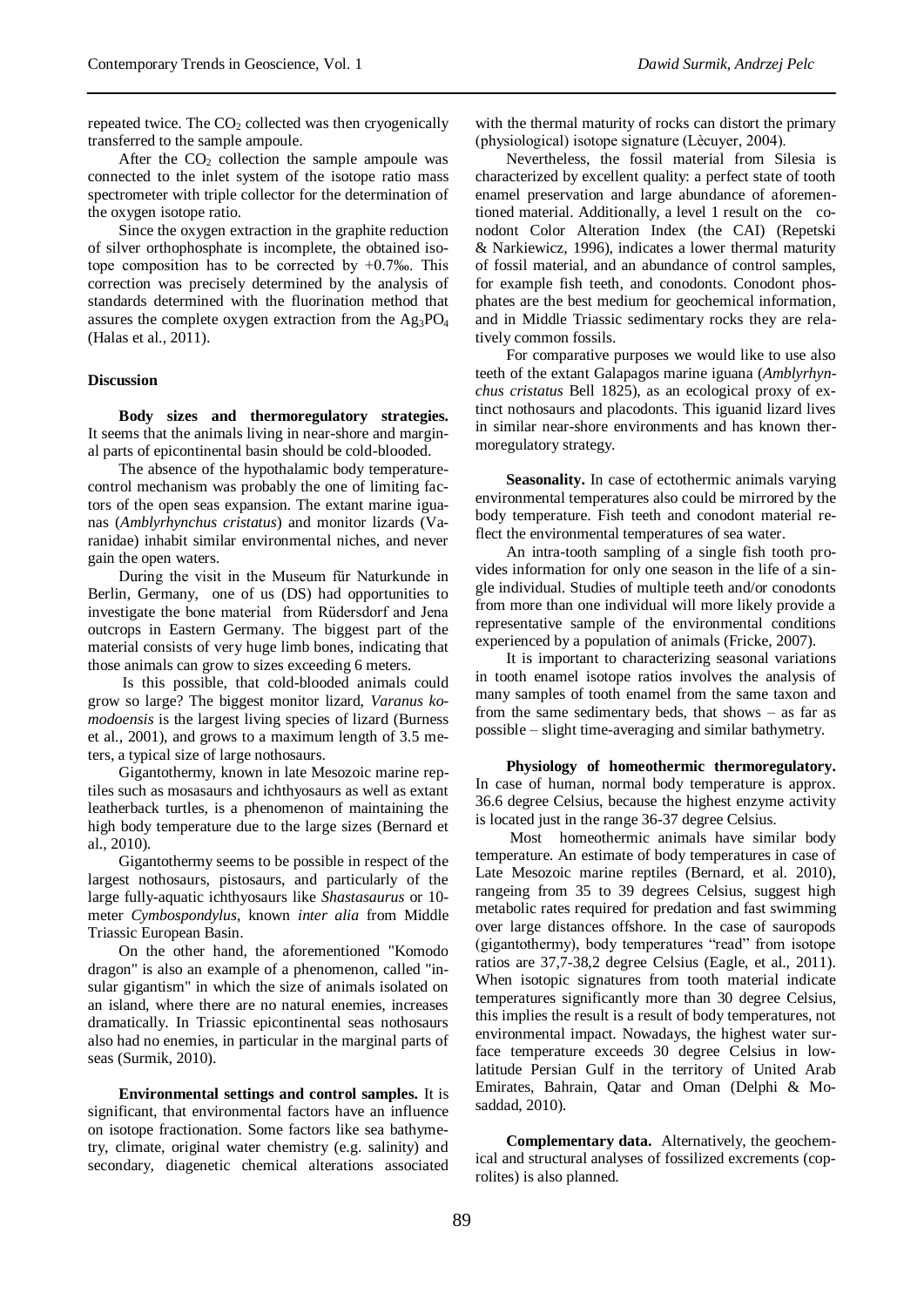repeated twice. The $CO_2$ collected was then cryogenically transferred to the sample ampoule.

After the $CO_2$ collection the sample ampoule was connected to the inlet system of the isotope ratio mass spectrometer with triple collector for the determination of the oxygen isotope ratio.

Since the oxygen extraction in the graphite reduction of silver orthophosphate is incomplete, the obtained isotope composition has to be corrected by +0.7‰. This correction was precisely determined by the analysis of standards determined with the fluorination method that assures the complete oxygen extraction from the $Ag_3PO_4$ (Halas et al., 2011).

## Discussion

**Body sizes and thermoregulatory strategies.** It seems that the animals living in near-shore and marginal parts of epicontinental basin should be cold-blooded.

The absence of the hypothalamic body temperature-control mechanism was probably the one of limiting factors of the open seas expansion. The extant marine iguanas (*Amblyrhynchus cristatus*) and monitor lizards (Varanidae) inhabit similar environmental niches, and never gain the open waters.

During the visit in the Museum für Naturkunde in Berlin, Germany, one of us (DS) had opportunities to investigate the bone material from Rüdersdorf and Jena outcrops in Eastern Germany. The biggest part of the material consists of very huge limb bones, indicating that those animals can grow to sizes exceeding 6 meters.

Is this possible, that cold-blooded animals could grow so large? The biggest monitor lizard, *Varanus komodoensis* is the largest living species of lizard (Burness et al., 2001), and grows to a maximum length of 3.5 meters, a typical size of large nothosaurs.

Gigantothermy, known in late Mesozoic marine reptiles such as mosasaurs and ichthyosaurs as well as extant leatherback turtles, is a phenomenon of maintaining the high body temperature due to the large sizes (Bernard et al., 2010).

Gigantothermy seems to be possible in respect of the largest nothosaurs, pistosaurs, and particularly of the large fully-aquatic ichthyosaurs like *Shastasaurus* or 10-meter *Cymbospondylus*, known *inter alia* from Middle Triassic European Basin.

On the other hand, the aforementioned "Komodo dragon" is also an example of a phenomenon, called "insular gigantism" in which the size of animals isolated on an island, where there are no natural enemies, increases dramatically. In Triassic epicontinental seas nothosaurs also had no enemies, in particular in the marginal parts of seas (Surmik, 2010).

**Environmental settings and control samples.** It is significant, that environmental factors have an influence on isotope fractionation. Some factors like sea bathymetry, climate, original water chemistry (e.g. salinity) and secondary, diagenetic chemical alterations associated with the thermal maturity of rocks can distort the primary (physiological) isotope signature (Lècuyer, 2004).

Nevertheless, the fossil material from Silesia is characterized by excellent quality: a perfect state of tooth enamel preservation and large abundance of aforementioned material. Additionally, a level 1 result on the conodont Color Alteration Index (the CAI) (Repetski & Narkiewicz, 1996), indicates a lower thermal maturity of fossil material, and an abundance of control samples, for example fish teeth, and conodonts. Conodont phosphates are the best medium for geochemical information, and in Middle Triassic sedimentary rocks they are relatively common fossils.

For comparative purposes we would like to use also teeth of the extant Galapagos marine iguana (*Amblyrhynchus cristatus* Bell 1825), as an ecological proxy of extinct nothosaurs and placodonts. This iguanid lizard lives in similar near-shore environments and has known thermoregulatory strategy.

**Seasonality.** In case of ectothermic animals varying environmental temperatures also could be mirrored by the body temperature. Fish teeth and conodont material reflect the environmental temperatures of sea water.

An intra-tooth sampling of a single fish tooth provides information for only one season in the life of a single individual. Studies of multiple teeth and/or conodonts from more than one individual will more likely provide a representative sample of the environmental conditions experienced by a population of animals (Fricke, 2007).

It is important to characterizing seasonal variations in tooth enamel isotope ratios involves the analysis of many samples of tooth enamel from the same taxon and from the same sedimentary beds, that shows – as far as possible – slight time-averaging and similar bathymetry.

**Physiology of homeothermic thermoregulatory.** In case of human, normal body temperature is approx. 36.6 degree Celsius, because the highest enzyme activity is located just in the range 36-37 degree Celsius.

Most homeothermic animals have similar body temperature. An estimate of body temperatures in case of Late Mesozoic marine reptiles (Bernard, et al. 2010), rangeing from 35 to 39 degrees Celsius, suggest high metabolic rates required for predation and fast swimming over large distances offshore. In the case of sauropods (gigantothermy), body temperatures "read" from isotope ratios are 37,7-38,2 degree Celsius (Eagle, et al., 2011). When isotopic signatures from tooth material indicate temperatures significantly more than 30 degree Celsius, this implies the result is a result of body temperatures, not environmental impact. Nowadays, the highest water surface temperature exceeds 30 degree Celsius in low-latitude Persian Gulf in the territory of United Arab Emirates, Bahrain, Qatar and Oman (Delphi & Mosaddad, 2010).

**Complementary data.** Alternatively, the geochemical and structural analyses of fossilized excrements (coprolites) is also planned.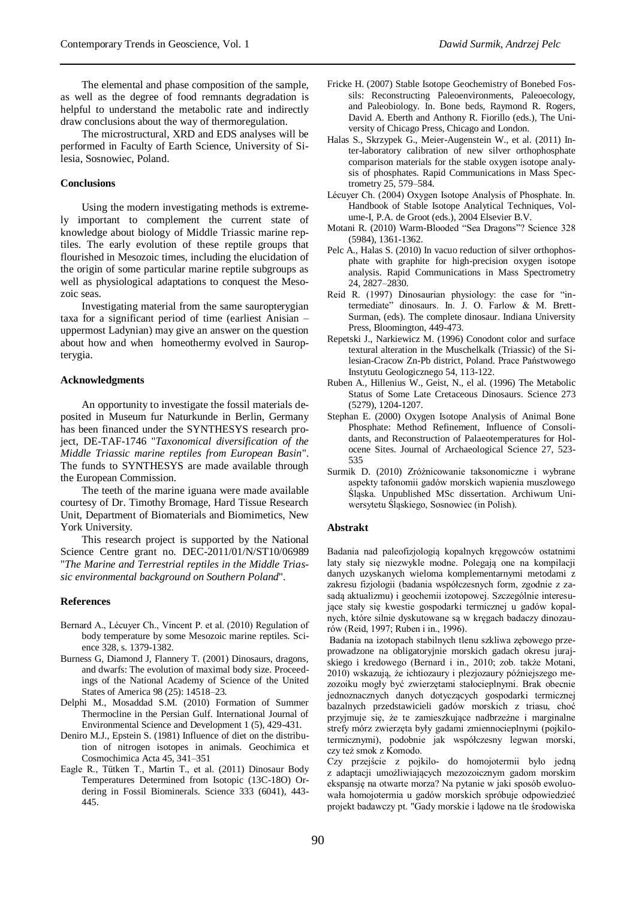The elemental and phase composition of the sample, as well as the degree of food remnants degradation is helpful to understand the metabolic rate and indirectly draw conclusions about the way of thermoregulation.

The microstructural, XRD and EDS analyses will be performed in Faculty of Earth Science, University of Silesia, Sosnowiec, Poland.

### Conclusions

Using the modern investigating methods is extremely important to complement the current state of knowledge about biology of Middle Triassic marine reptiles. The early evolution of these reptile groups that flourished in Mesozoic times, including the elucidation of the origin of some particular marine reptile subgroups as well as physiological adaptations to conquest the Mesozoic seas.

Investigating material from the same sauropterygian taxa for a significant period of time (earliest Anisian – uppermost Ladynian) may give an answer on the question about how and when homeothermy evolved in Sauropterygia.

### Acknowledgments

An opportunity to investigate the fossil materials deposited in Museum fur Naturkunde in Berlin, Germany has been financed under the SYNTHESYS research project, DE-TAF-1746 "*Taxonomical diversification of the Middle Triassic marine reptiles from European Basin*". The funds to SYNTHESYS are made available through the European Commission.

The teeth of the marine iguana were made available courtesy of Dr. Timothy Bromage, Hard Tissue Research Unit, Department of Biomaterials and Biomimetics, New York University.

This research project is supported by the National Science Centre grant no. DEC-2011/01/N/ST10/06989 "*The Marine and Terrestrial reptiles in the Middle Triassic environmental background on Southern Poland*".

### References

Bernard A., Lécuyer Ch., Vincent P. et al. (2010) Regulation of body temperature by some Mesozoic marine reptiles. Science 328, s. 1379-1382.

Burness G, Diamond J, Flannery T. (2001) Dinosaurs, dragons, and dwarfs: The evolution of maximal body size. Proceedings of the National Academy of Science of the United States of America 98 (25): 14518–23.

Delphi M., Mosaddad S.M. (2010) Formation of Summer Thermocline in the Persian Gulf. International Journal of Environmental Science and Development 1 (5), 429-431.

Deniro M.J., Epstein S. (1981) Influence of diet on the distribution of nitrogen isotopes in animals. Geochimica et Cosmochimica Acta 45, 341–351

Eagle R., Tütken T., Martin T., et al. (2011) Dinosaur Body Temperatures Determined from Isotopic (13C-18O) Ordering in Fossil Biominerals. Science 333 (6041), 443-445.

Fricke H. (2007) Stable Isotope Geochemistry of Bonebed Fossils: Reconstructing Paleoenvironments, Paleoecology, and Paleobiology. In. Bone beds, Raymond R. Rogers, David A. Eberth and Anthony R. Fiorillo (eds.), The University of Chicago Press, Chicago and London.

Halas S., Skrzypek G., Meier-Augenstein W., et al. (2011) Inter-laboratory calibration of new silver orthophosphate comparison materials for the stable oxygen isotope analysis of phosphates. Rapid Communications in Mass Spectrometry 25, 579–584.

Lécuyer Ch. (2004) Oxygen Isotope Analysis of Phosphate. In. Handbook of Stable Isotope Analytical Techniques, Volume-I, P.A. de Groot (eds.), 2004 Elsevier B.V.

Motani R. (2010) Warm-Blooded "Sea Dragons"? Science 328 (5984), 1361-1362.

Pelc A., Halas S. (2010) In vacuo reduction of silver orthophosphate with graphite for high-precision oxygen isotope analysis. Rapid Communications in Mass Spectrometry 24, 2827–2830.

Reid R. (1997) Dinosaurian physiology: the case for "intermediate" dinosaurs. In. J. O. Farlow & M. Brett-Surman, (eds). The complete dinosaur. Indiana University Press, Bloomington, 449-473.

Repetski J., Narkiewicz M. (1996) Conodont color and surface textural alteration in the Muschelkalk (Triassic) of the Silesian-Cracow Zn-Pb district, Poland. Prace Państwowego Instytutu Geologicznego 54, 113-122.

Ruben A., Hillenius W., Geist, N., el al. (1996) The Metabolic Status of Some Late Cretaceous Dinosaurs. Science 273 (5279), 1204-1207.

Stephan E. (2000) Oxygen Isotope Analysis of Animal Bone Phosphate: Method Refinement, Influence of Consolidants, and Reconstruction of Palaeotemperatures for Holocene Sites. Journal of Archaeological Science 27, 523-535

Surmik D. (2010) Zróżnicowanie taksonomiczne i wybrane aspekty tafonomii gadów morskich wapienia muszlowego Śląska. Unpublished MSc dissertation. Archiwum Uniwersytetu Śląskiego, Sosnowiec (in Polish).

### Abstrakt

Badania nad paleofizjologią kopalnych kręgowców ostatnimi laty stały się niezwykle modne. Polegają one na kompilacji danych uzyskanych wieloma komplementarnymi metodami z zakresu fizjologii (badania współczesnych form, zgodnie z zasadą aktualizmu) i geochemii izotopowej. Szczególnie interesujące stały się kwestie gospodarki termicznej u gadów kopalnych, które silnie dyskutowane są w kręgach badaczy dinozaurów (Reid, 1997; Ruben i in., 1996).

Badania na izotopach stabilnych tlenu szkliwa zębowego przeprowadzone na obligatoryjnie morskich gadach okresu jurajskiego i kredowego (Bernard i in., 2010; zob. także Motani, 2010) wskazują, że ichtiozaury i plezjozaury późniejszego mezozoiku mogły być zwierzętami stałocieplnymi. Brak obecnie jednoznacznych danych dotyczących gospodarki termicznej bazalnych przedstawicieli gadów morskich z triasu, choć przyjmuje się, że te zamieszkujące nadbrzeżne i marginalne strefy mórz zwierzęta były gadami zmiennocieplnymi (pojkilotermicznymi), podobnie jak współczesny legwan morski, czy też smok z Komodo.

Czy przejście z pojkilo- do homojotermii było jedną z adaptacji umożliwiających mezozoicznym gadom morskim ekspansję na otwarte morza? Na pytanie w jaki sposób ewoluowała homojotermia u gadów morskich spróbuje odpowiedzieć projekt badawczy pt. "Gady morskie i lądowe na tle środowiska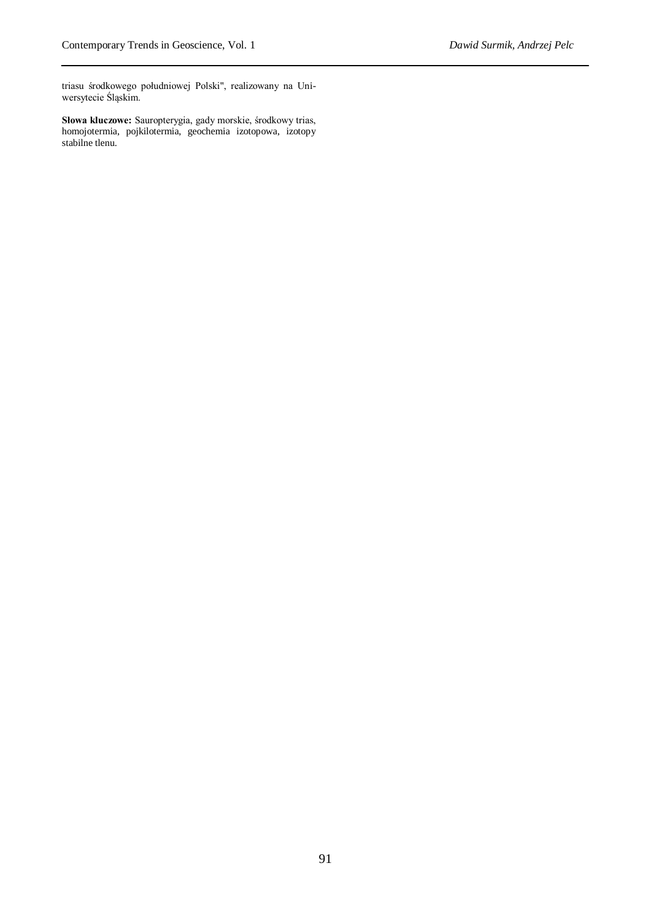triasu środkowego południowej Polski", realizowany na Uniwersytecie Śląskim.

**Słowa kluczowe:** Sauropterygia, gady morskie, środkowy trias, homojotermia, pojkilotermia, geochemia izotopowa, izotopy stabilne tlenu.